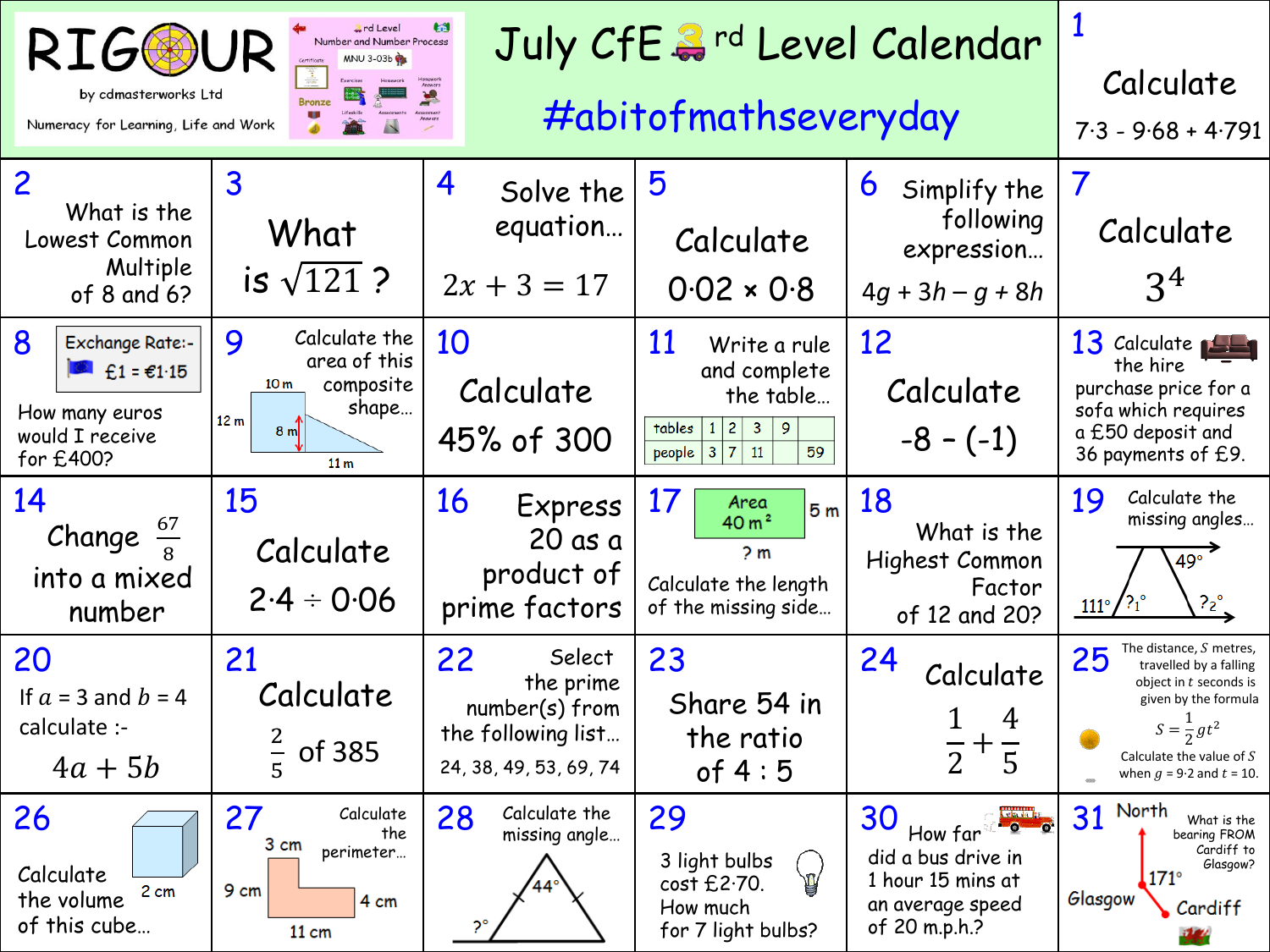# RIGOUR

by cdmasterworks Ltd

Numeracy for Learning, Life and Work

3rd Level Number and Number Process MNU 3-03b

# July CfE 3rd Level Calendar

## #abitofmathseveryday

**1** Calculate

7·3 - 9·68 + 4·791

**2** What is the Lowest Common Multiple of 8 and 6?

**3** What is $\sqrt{121}$ ?

**4** Solve the equation…

$2x + 3 = 17$

**5** Calculate

0·02 × 0·8

**6** Simplify the following expression…

$4g + 3h - g + 8h$

**7** Calculate

$3^4$

**8** Exchange Rate:- £1 = €1·15

How many euros would I receive for £400?

**9** Calculate the area of this composite shape…

10 m, 12 m, 8 m, 11 m

**10** Calculate

45% of 300

**11** Write a rule and complete the table…

| tables | 1 | 2 | 3 | 9 | |
|---|---|---|---|---|---|
| people | 3 | 7 | 11 | | 59 |

**12** Calculate

-8 – (-1)

**13** Calculate the hire purchase price for a sofa which requires a £50 deposit and 36 payments of £9.

**14** Change $\frac{67}{8}$ into a mixed number

**15** Calculate

2·4 ÷ 0·06

**16** Express 20 as a product of prime factors

**17** Area 40 m², 5 m, ? m

Calculate the length of the missing side…

**18** What is the Highest Common Factor of 12 and 20?

**19** Calculate the missing angles…

111°, ?1°, 49°, ?2°

**20** If $a$ = 3 and $b$ = 4 calculate :-

$4a + 5b$

**21** Calculate

$\frac{2}{5}$ of 385

**22** Select the prime number(s) from the following list…

24, 38, 49, 53, 69, 74

**23** Share 54 in the ratio of 4 : 5

**24** Calculate

$\frac{1}{2} + \frac{4}{5}$

**25** The distance, $S$ metres, travelled by a falling object in $t$ seconds is given by the formula

$S = \frac{1}{2}gt^2$

Calculate the value of $S$ when $g$ = 9·2 and $t$ = 10.

**26** Calculate the volume of this cube…

2 cm

**27** Calculate the perimeter…

3 cm, 9 cm, 4 cm, 11 cm

**28** Calculate the missing angle…

44°, ?°

**29** 3 light bulbs cost £2·70. How much for 7 light bulbs?

**30** How far did a bus drive in 1 hour 15 mins at an average speed of 20 m.p.h.?

**31** What is the bearing FROM Cardiff to Glasgow?

North, 171°, Glasgow, Cardiff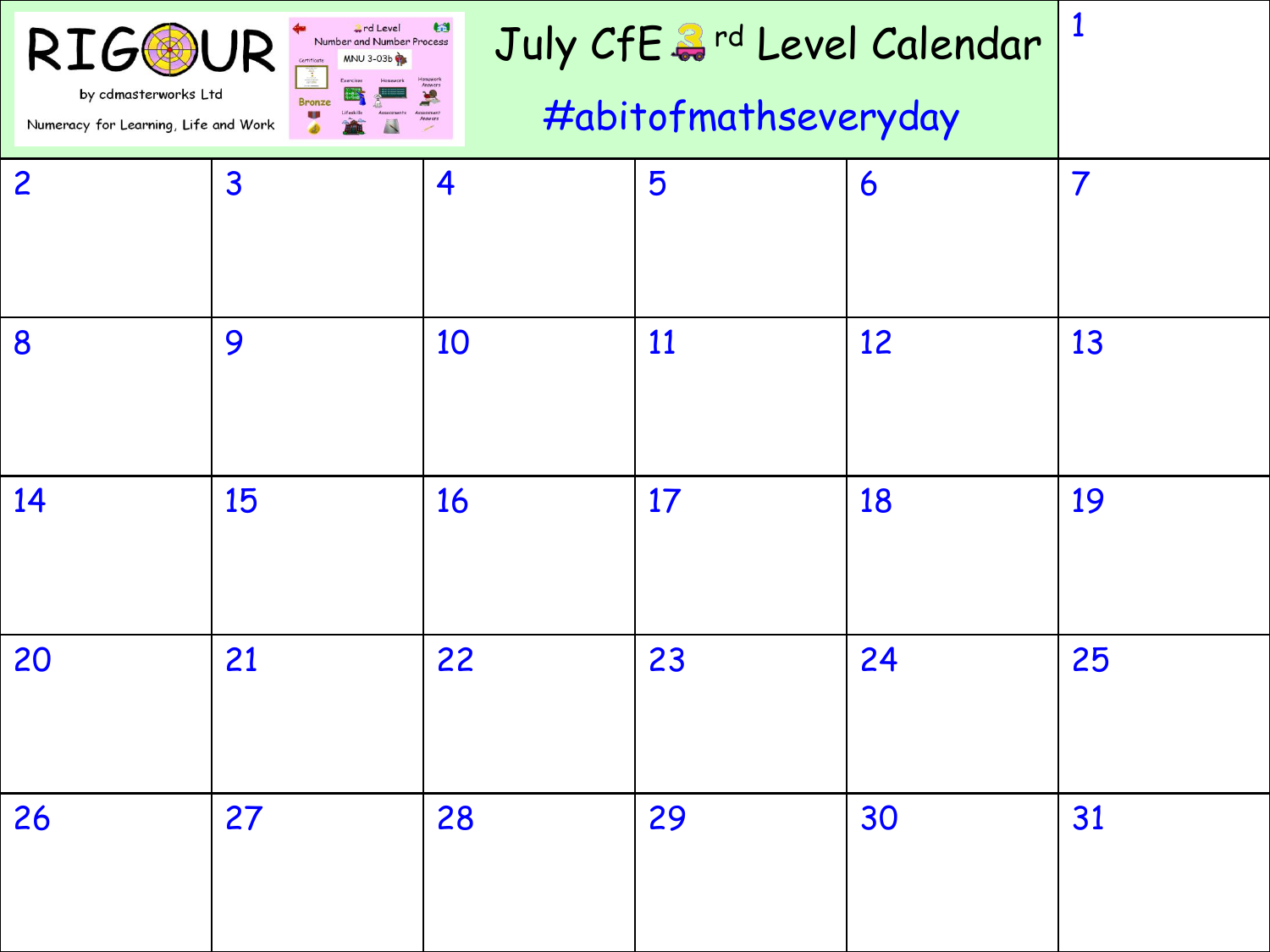RIGOUR

by cdmasterworks Ltd

Numeracy for Learning, Life and Work

# July CfE 3rd Level Calendar

#abitofmathseveryday

| | | | | | |
|---|---|---|---|---|---|
| | | | | | 1 |
| 2 | 3 | 4 | 5 | 6 | 7 |
| 8 | 9 | 10 | 11 | 12 | 13 |
| 14 | 15 | 16 | 17 | 18 | 19 |
| 20 | 21 | 22 | 23 | 24 | 25 |
| 26 | 27 | 28 | 29 | 30 | 31 |